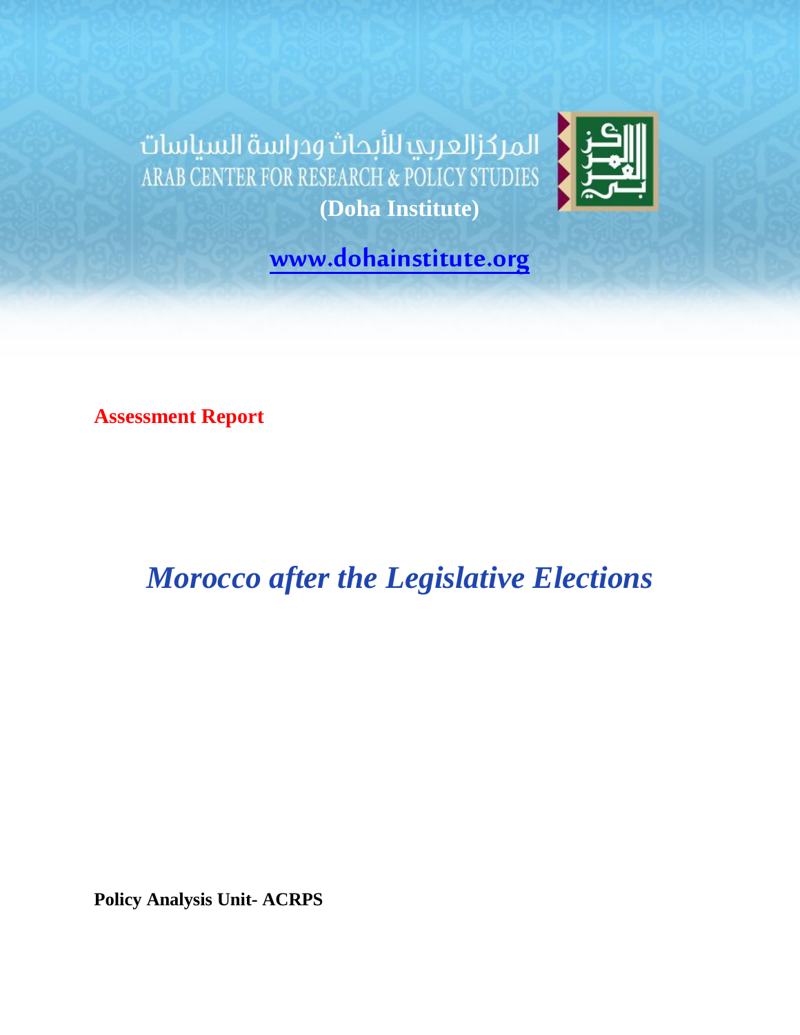المركز العربي للأبحاث ودراسة السياسات
ARAB CENTER FOR RESEARCH & POLICY STUDIES

**(Doha Institute)**

www.dohainstitute.org

**Assessment Report**

# *Morocco after the Legislative Elections*

**Policy Analysis Unit- ACRPS**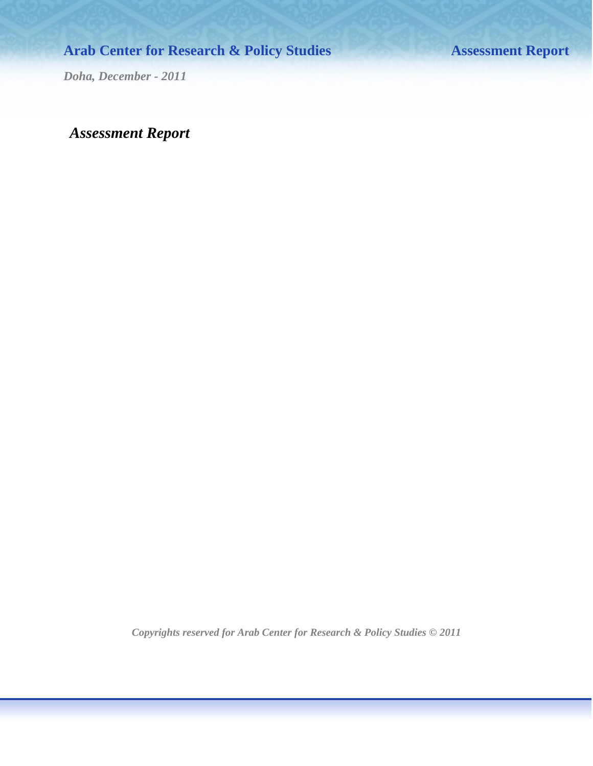*Assessment Report*

*Copyrights reserved for Arab Center for Research & Policy Studies © 2011*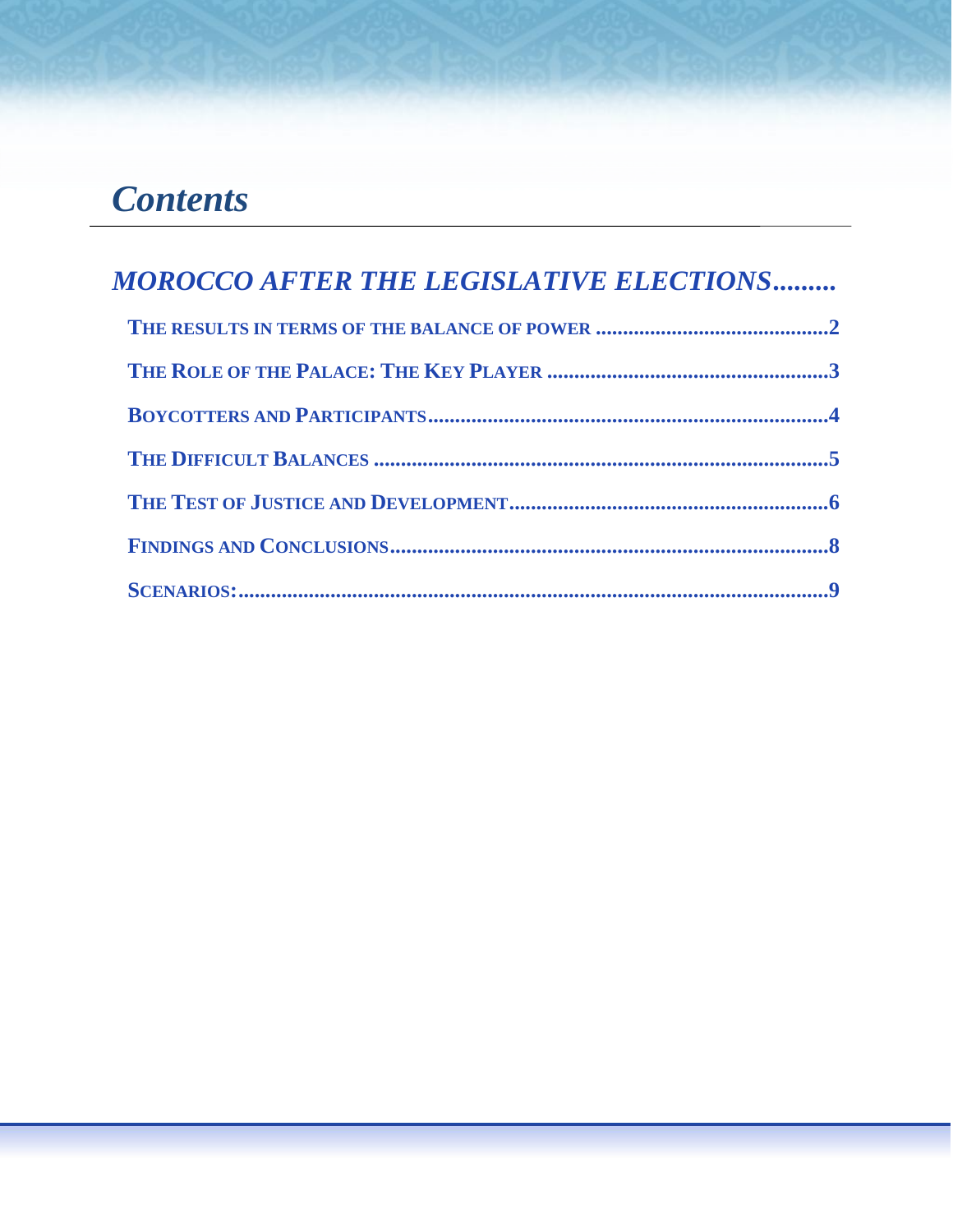# *Contents*

## *MOROCCO AFTER THE LEGISLATIVE ELECTIONS.........*

**THE RESULTS IN TERMS OF THE BALANCE OF POWER ............................................2**

**THE ROLE OF THE PALACE: THE KEY PLAYER .....................................................3**

**BOYCOTTERS AND PARTICIPANTS...........................................................................4**

**THE DIFFICULT BALANCES .....................................................................................5**

**THE TEST OF JUSTICE AND DEVELOPMENT............................................................6**

**FINDINGS AND CONCLUSIONS..................................................................................8**

**SCENARIOS:...............................................................................................................9**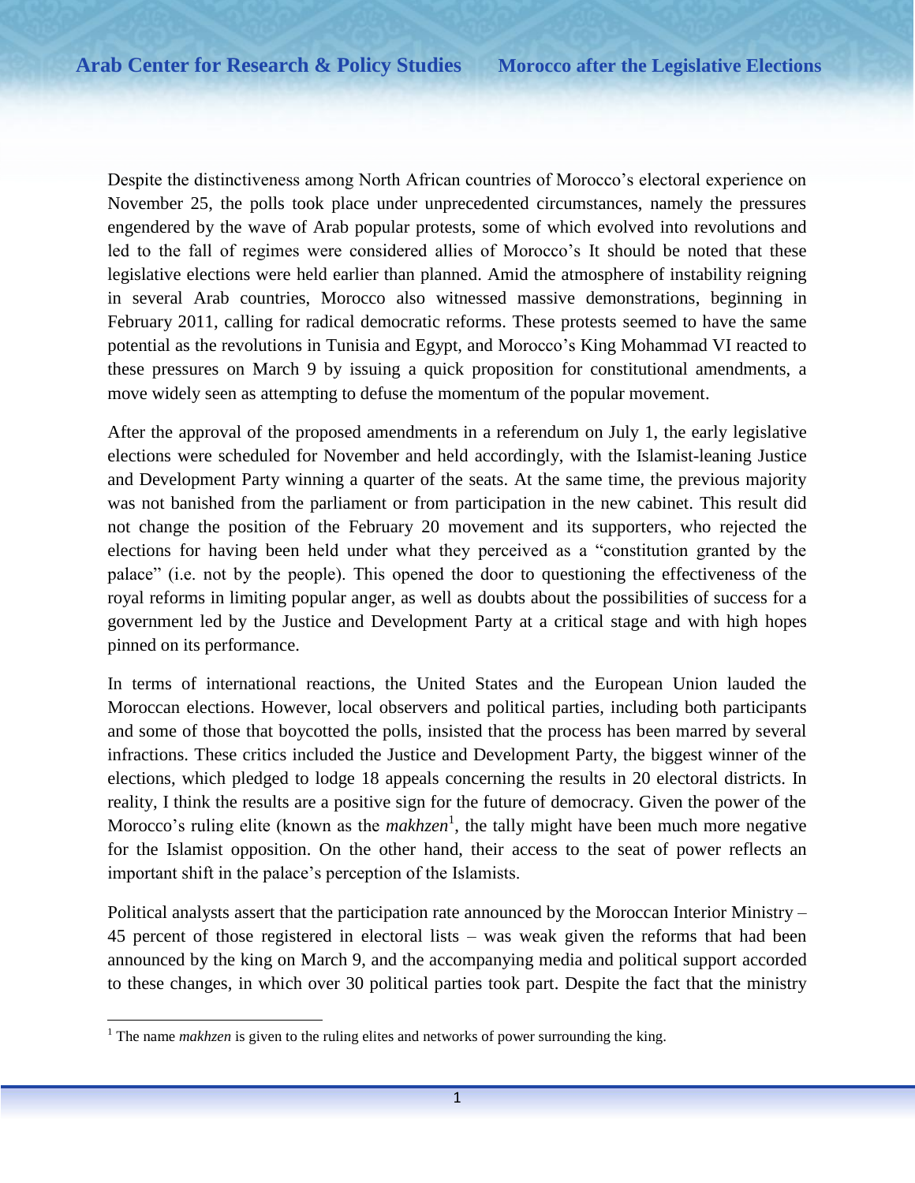Despite the distinctiveness among North African countries of Morocco's electoral experience on November 25, the polls took place under unprecedented circumstances, namely the pressures engendered by the wave of Arab popular protests, some of which evolved into revolutions and led to the fall of regimes were considered allies of Morocco's It should be noted that these legislative elections were held earlier than planned. Amid the atmosphere of instability reigning in several Arab countries, Morocco also witnessed massive demonstrations, beginning in February 2011, calling for radical democratic reforms. These protests seemed to have the same potential as the revolutions in Tunisia and Egypt, and Morocco's King Mohammad VI reacted to these pressures on March 9 by issuing a quick proposition for constitutional amendments, a move widely seen as attempting to defuse the momentum of the popular movement.

After the approval of the proposed amendments in a referendum on July 1, the early legislative elections were scheduled for November and held accordingly, with the Islamist-leaning Justice and Development Party winning a quarter of the seats. At the same time, the previous majority was not banished from the parliament or from participation in the new cabinet. This result did not change the position of the February 20 movement and its supporters, who rejected the elections for having been held under what they perceived as a "constitution granted by the palace" (i.e. not by the people). This opened the door to questioning the effectiveness of the royal reforms in limiting popular anger, as well as doubts about the possibilities of success for a government led by the Justice and Development Party at a critical stage and with high hopes pinned on its performance.

In terms of international reactions, the United States and the European Union lauded the Moroccan elections. However, local observers and political parties, including both participants and some of those that boycotted the polls, insisted that the process has been marred by several infractions. These critics included the Justice and Development Party, the biggest winner of the elections, which pledged to lodge 18 appeals concerning the results in 20 electoral districts. In reality, I think the results are a positive sign for the future of democracy. Given the power of the Morocco's ruling elite (known as the *makhzen*[1], the tally might have been much more negative for the Islamist opposition. On the other hand, their access to the seat of power reflects an important shift in the palace's perception of the Islamists.

Political analysts assert that the participation rate announced by the Moroccan Interior Ministry – 45 percent of those registered in electoral lists – was weak given the reforms that had been announced by the king on March 9, and the accompanying media and political support accorded to these changes, in which over 30 political parties took part. Despite the fact that the ministry

[1] The name *makhzen* is given to the ruling elites and networks of power surrounding the king.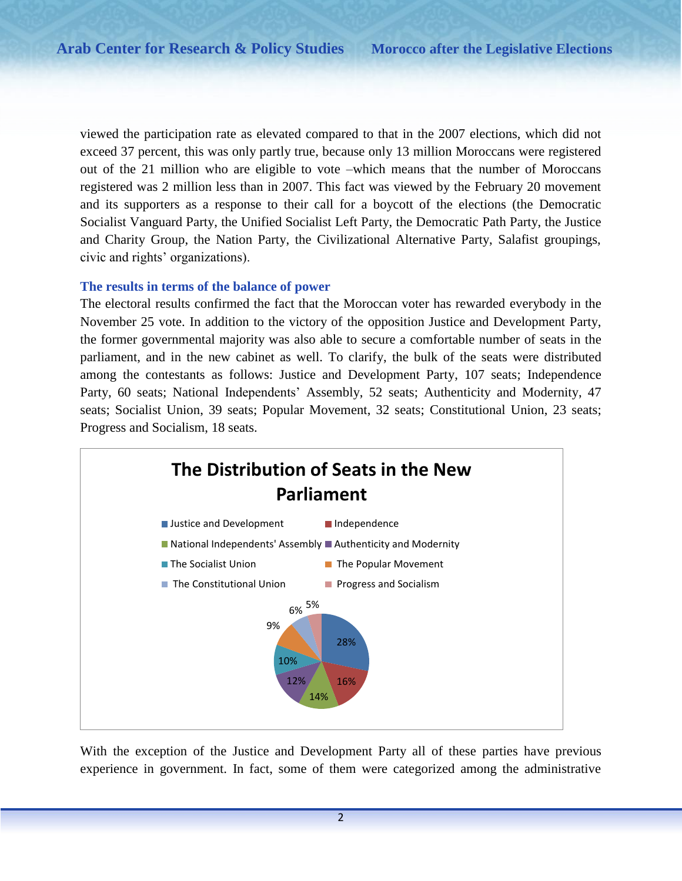viewed the participation rate as elevated compared to that in the 2007 elections, which did not exceed 37 percent, this was only partly true, because only 13 million Moroccans were registered out of the 21 million who are eligible to vote –which means that the number of Moroccans registered was 2 million less than in 2007. This fact was viewed by the February 20 movement and its supporters as a response to their call for a boycott of the elections (the Democratic Socialist Vanguard Party, the Unified Socialist Left Party, the Democratic Path Party, the Justice and Charity Group, the Nation Party, the Civilizational Alternative Party, Salafist groupings, civic and rights' organizations).

### The results in terms of the balance of power

The electoral results confirmed the fact that the Moroccan voter has rewarded everybody in the November 25 vote. In addition to the victory of the opposition Justice and Development Party, the former governmental majority was also able to secure a comfortable number of seats in the parliament, and in the new cabinet as well. To clarify, the bulk of the seats were distributed among the contestants as follows: Justice and Development Party, 107 seats; Independence Party, 60 seats; National Independents' Assembly, 52 seats; Authenticity and Modernity, 47 seats; Socialist Union, 39 seats; Popular Movement, 32 seats; Constitutional Union, 23 seats; Progress and Socialism, 18 seats.

**The Distribution of Seats in the New Parliament**

| Party | Share |
| --- | --- |
| Justice and Development | 28% |
| Independence | 16% |
| National Independents' Assembly | 14% |
| Authenticity and Modernity | 12% |
| The Socialist Union | 10% |
| The Popular Movement | 9% |
| The Constitutional Union | 6% |
| Progress and Socialism | 5% |

With the exception of the Justice and Development Party all of these parties have previous experience in government. In fact, some of them were categorized among the administrative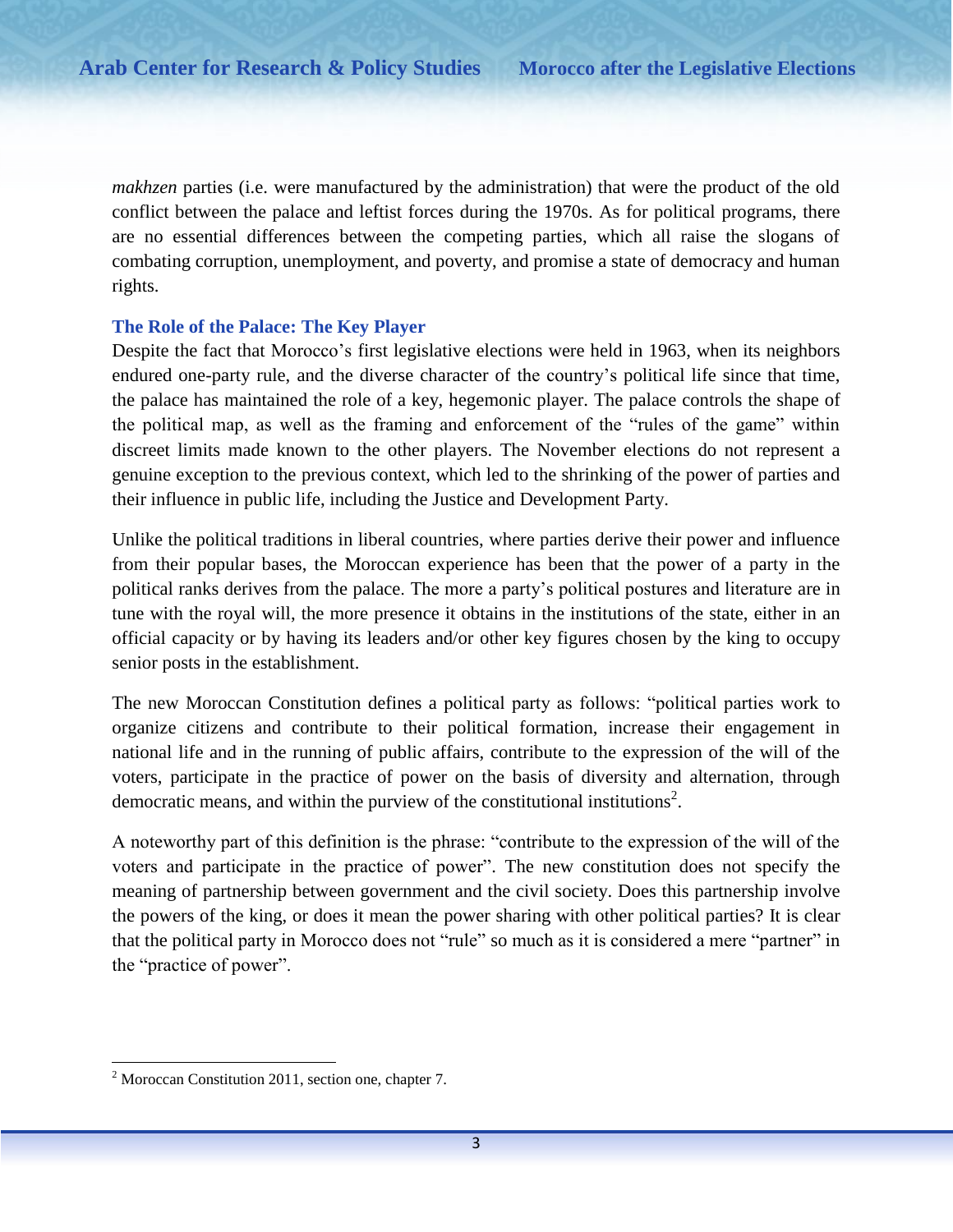*makhzen* parties (i.e. were manufactured by the administration) that were the product of the old conflict between the palace and leftist forces during the 1970s. As for political programs, there are no essential differences between the competing parties, which all raise the slogans of combating corruption, unemployment, and poverty, and promise a state of democracy and human rights.

### The Role of the Palace: The Key Player

Despite the fact that Morocco's first legislative elections were held in 1963, when its neighbors endured one-party rule, and the diverse character of the country's political life since that time, the palace has maintained the role of a key, hegemonic player. The palace controls the shape of the political map, as well as the framing and enforcement of the "rules of the game" within discreet limits made known to the other players. The November elections do not represent a genuine exception to the previous context, which led to the shrinking of the power of parties and their influence in public life, including the Justice and Development Party.

Unlike the political traditions in liberal countries, where parties derive their power and influence from their popular bases, the Moroccan experience has been that the power of a party in the political ranks derives from the palace. The more a party's political postures and literature are in tune with the royal will, the more presence it obtains in the institutions of the state, either in an official capacity or by having its leaders and/or other key figures chosen by the king to occupy senior posts in the establishment.

The new Moroccan Constitution defines a political party as follows: "political parties work to organize citizens and contribute to their political formation, increase their engagement in national life and in the running of public affairs, contribute to the expression of the will of the voters, participate in the practice of power on the basis of diversity and alternation, through democratic means, and within the purview of the constitutional institutions[2].

A noteworthy part of this definition is the phrase: "contribute to the expression of the will of the voters and participate in the practice of power". The new constitution does not specify the meaning of partnership between government and the civil society. Does this partnership involve the powers of the king, or does it mean the power sharing with other political parties? It is clear that the political party in Morocco does not "rule" so much as it is considered a mere "partner" in the "practice of power".

[2] Moroccan Constitution 2011, section one, chapter 7.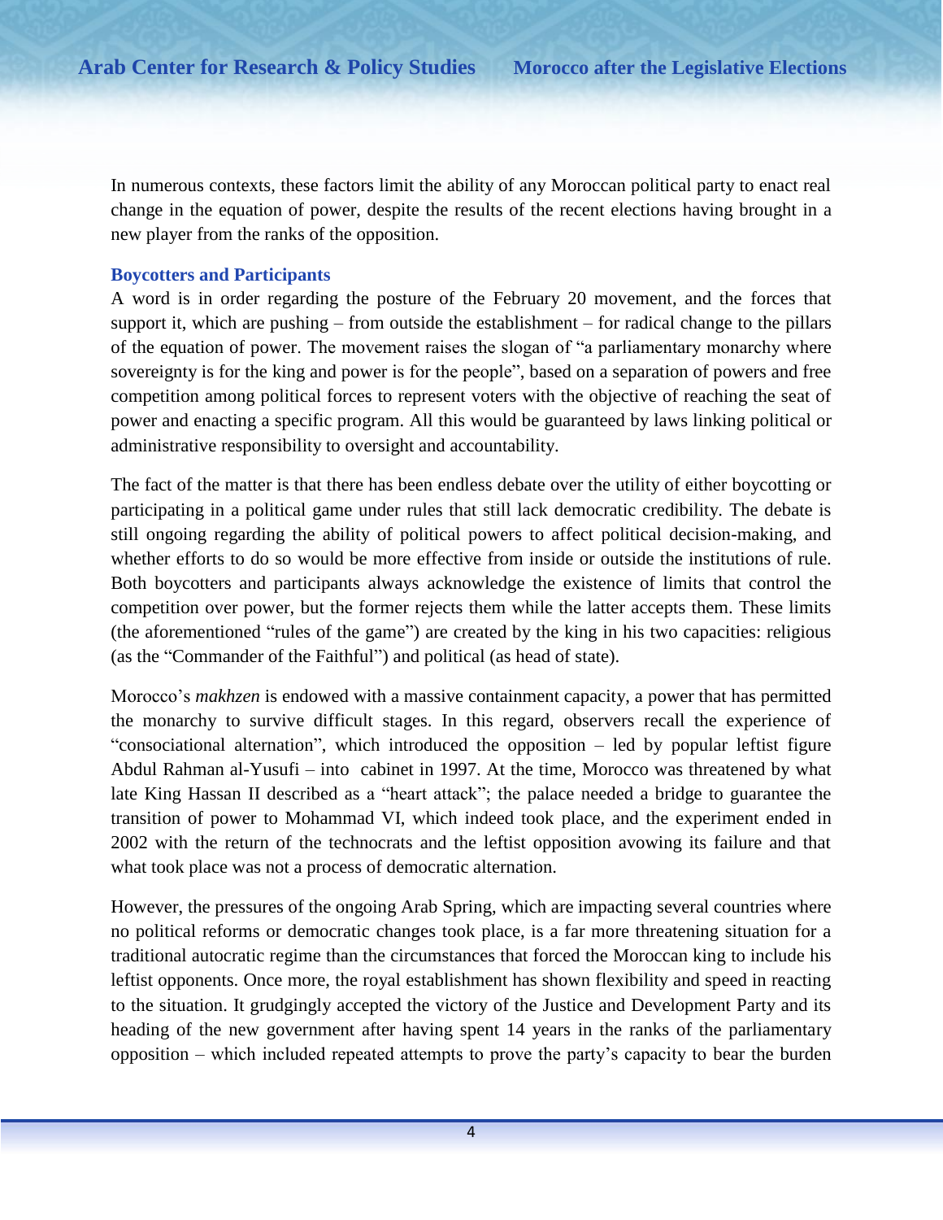In numerous contexts, these factors limit the ability of any Moroccan political party to enact real change in the equation of power, despite the results of the recent elections having brought in a new player from the ranks of the opposition.

### Boycotters and Participants

A word is in order regarding the posture of the February 20 movement, and the forces that support it, which are pushing – from outside the establishment – for radical change to the pillars of the equation of power. The movement raises the slogan of "a parliamentary monarchy where sovereignty is for the king and power is for the people", based on a separation of powers and free competition among political forces to represent voters with the objective of reaching the seat of power and enacting a specific program. All this would be guaranteed by laws linking political or administrative responsibility to oversight and accountability.

The fact of the matter is that there has been endless debate over the utility of either boycotting or participating in a political game under rules that still lack democratic credibility. The debate is still ongoing regarding the ability of political powers to affect political decision-making, and whether efforts to do so would be more effective from inside or outside the institutions of rule. Both boycotters and participants always acknowledge the existence of limits that control the competition over power, but the former rejects them while the latter accepts them. These limits (the aforementioned "rules of the game") are created by the king in his two capacities: religious (as the "Commander of the Faithful") and political (as head of state).

Morocco's *makhzen* is endowed with a massive containment capacity, a power that has permitted the monarchy to survive difficult stages. In this regard, observers recall the experience of "consociational alternation", which introduced the opposition – led by popular leftist figure Abdul Rahman al-Yusufi – into cabinet in 1997. At the time, Morocco was threatened by what late King Hassan II described as a "heart attack"; the palace needed a bridge to guarantee the transition of power to Mohammad VI, which indeed took place, and the experiment ended in 2002 with the return of the technocrats and the leftist opposition avowing its failure and that what took place was not a process of democratic alternation.

However, the pressures of the ongoing Arab Spring, which are impacting several countries where no political reforms or democratic changes took place, is a far more threatening situation for a traditional autocratic regime than the circumstances that forced the Moroccan king to include his leftist opponents. Once more, the royal establishment has shown flexibility and speed in reacting to the situation. It grudgingly accepted the victory of the Justice and Development Party and its heading of the new government after having spent 14 years in the ranks of the parliamentary opposition – which included repeated attempts to prove the party's capacity to bear the burden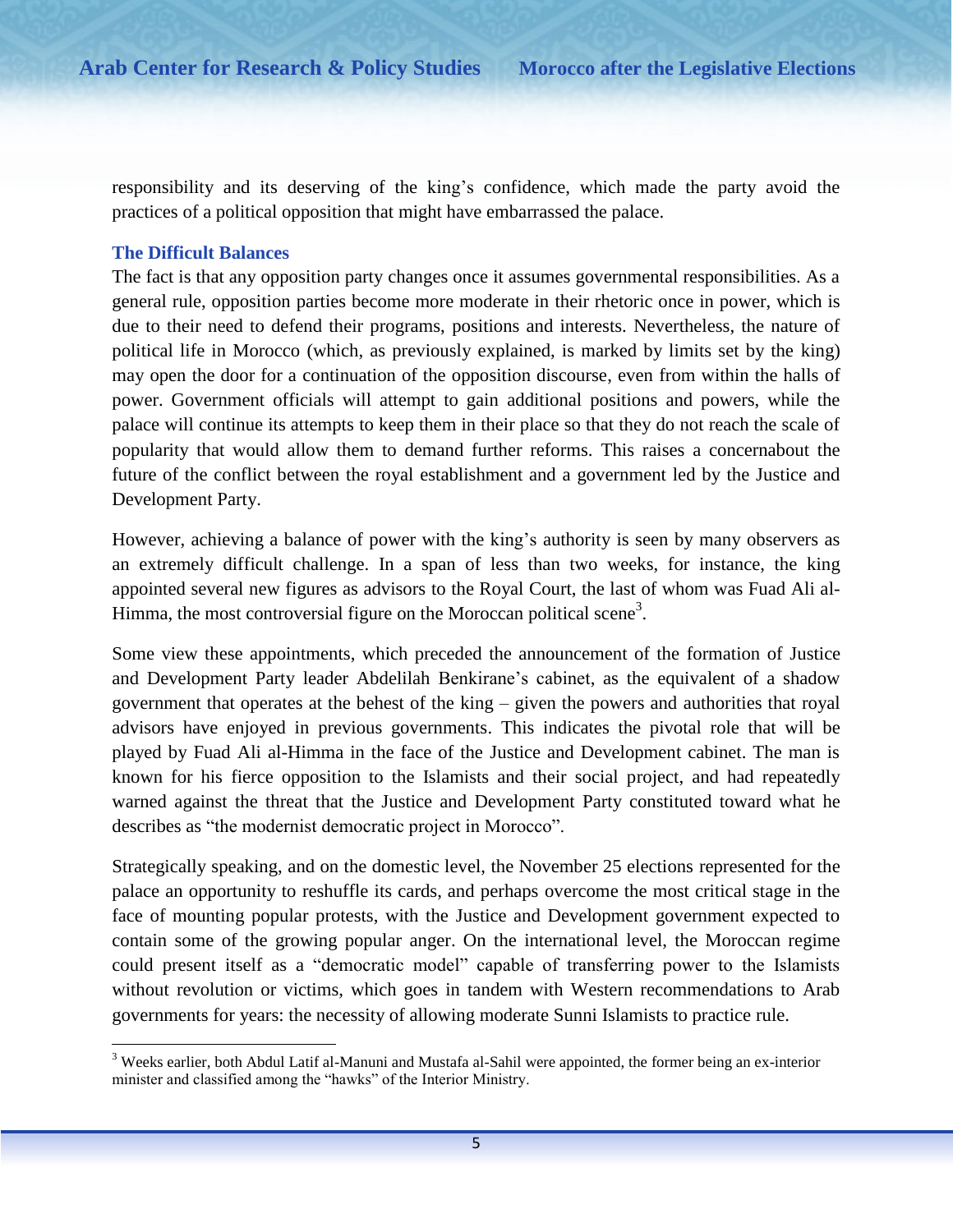responsibility and its deserving of the king's confidence, which made the party avoid the practices of a political opposition that might have embarrassed the palace.

## The Difficult Balances

The fact is that any opposition party changes once it assumes governmental responsibilities. As a general rule, opposition parties become more moderate in their rhetoric once in power, which is due to their need to defend their programs, positions and interests. Nevertheless, the nature of political life in Morocco (which, as previously explained, is marked by limits set by the king) may open the door for a continuation of the opposition discourse, even from within the halls of power. Government officials will attempt to gain additional positions and powers, while the palace will continue its attempts to keep them in their place so that they do not reach the scale of popularity that would allow them to demand further reforms. This raises a concernabout the future of the conflict between the royal establishment and a government led by the Justice and Development Party.

However, achieving a balance of power with the king's authority is seen by many observers as an extremely difficult challenge. In a span of less than two weeks, for instance, the king appointed several new figures as advisors to the Royal Court, the last of whom was Fuad Ali al-Himma, the most controversial figure on the Moroccan political scene[3].

Some view these appointments, which preceded the announcement of the formation of Justice and Development Party leader Abdelilah Benkirane's cabinet, as the equivalent of a shadow government that operates at the behest of the king – given the powers and authorities that royal advisors have enjoyed in previous governments. This indicates the pivotal role that will be played by Fuad Ali al-Himma in the face of the Justice and Development cabinet. The man is known for his fierce opposition to the Islamists and their social project, and had repeatedly warned against the threat that the Justice and Development Party constituted toward what he describes as "the modernist democratic project in Morocco".

Strategically speaking, and on the domestic level, the November 25 elections represented for the palace an opportunity to reshuffle its cards, and perhaps overcome the most critical stage in the face of mounting popular protests, with the Justice and Development government expected to contain some of the growing popular anger. On the international level, the Moroccan regime could present itself as a "democratic model" capable of transferring power to the Islamists without revolution or victims, which goes in tandem with Western recommendations to Arab governments for years: the necessity of allowing moderate Sunni Islamists to practice rule.

---

[3] Weeks earlier, both Abdul Latif al-Manuni and Mustafa al-Sahil were appointed, the former being an ex-interior minister and classified among the "hawks" of the Interior Ministry.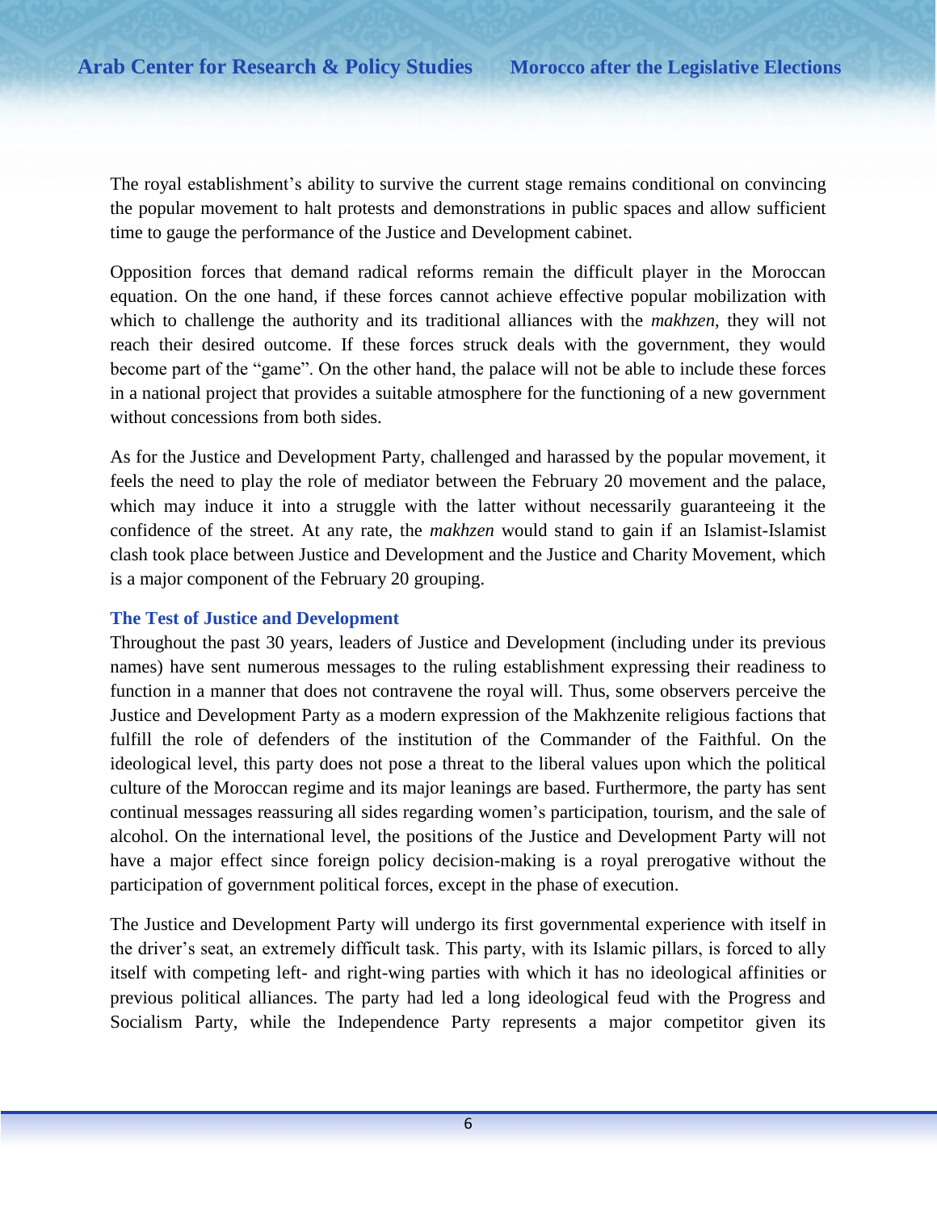The royal establishment's ability to survive the current stage remains conditional on convincing the popular movement to halt protests and demonstrations in public spaces and allow sufficient time to gauge the performance of the Justice and Development cabinet.

Opposition forces that demand radical reforms remain the difficult player in the Moroccan equation. On the one hand, if these forces cannot achieve effective popular mobilization with which to challenge the authority and its traditional alliances with the *makhzen*, they will not reach their desired outcome. If these forces struck deals with the government, they would become part of the "game". On the other hand, the palace will not be able to include these forces in a national project that provides a suitable atmosphere for the functioning of a new government without concessions from both sides.

As for the Justice and Development Party, challenged and harassed by the popular movement, it feels the need to play the role of mediator between the February 20 movement and the palace, which may induce it into a struggle with the latter without necessarily guaranteeing it the confidence of the street. At any rate, the *makhzen* would stand to gain if an Islamist-Islamist clash took place between Justice and Development and the Justice and Charity Movement, which is a major component of the February 20 grouping.

### The Test of Justice and Development

Throughout the past 30 years, leaders of Justice and Development (including under its previous names) have sent numerous messages to the ruling establishment expressing their readiness to function in a manner that does not contravene the royal will. Thus, some observers perceive the Justice and Development Party as a modern expression of the Makhzenite religious factions that fulfill the role of defenders of the institution of the Commander of the Faithful. On the ideological level, this party does not pose a threat to the liberal values upon which the political culture of the Moroccan regime and its major leanings are based. Furthermore, the party has sent continual messages reassuring all sides regarding women's participation, tourism, and the sale of alcohol. On the international level, the positions of the Justice and Development Party will not have a major effect since foreign policy decision-making is a royal prerogative without the participation of government political forces, except in the phase of execution.

The Justice and Development Party will undergo its first governmental experience with itself in the driver's seat, an extremely difficult task. This party, with its Islamic pillars, is forced to ally itself with competing left- and right-wing parties with which it has no ideological affinities or previous political alliances. The party had led a long ideological feud with the Progress and Socialism Party, while the Independence Party represents a major competitor given its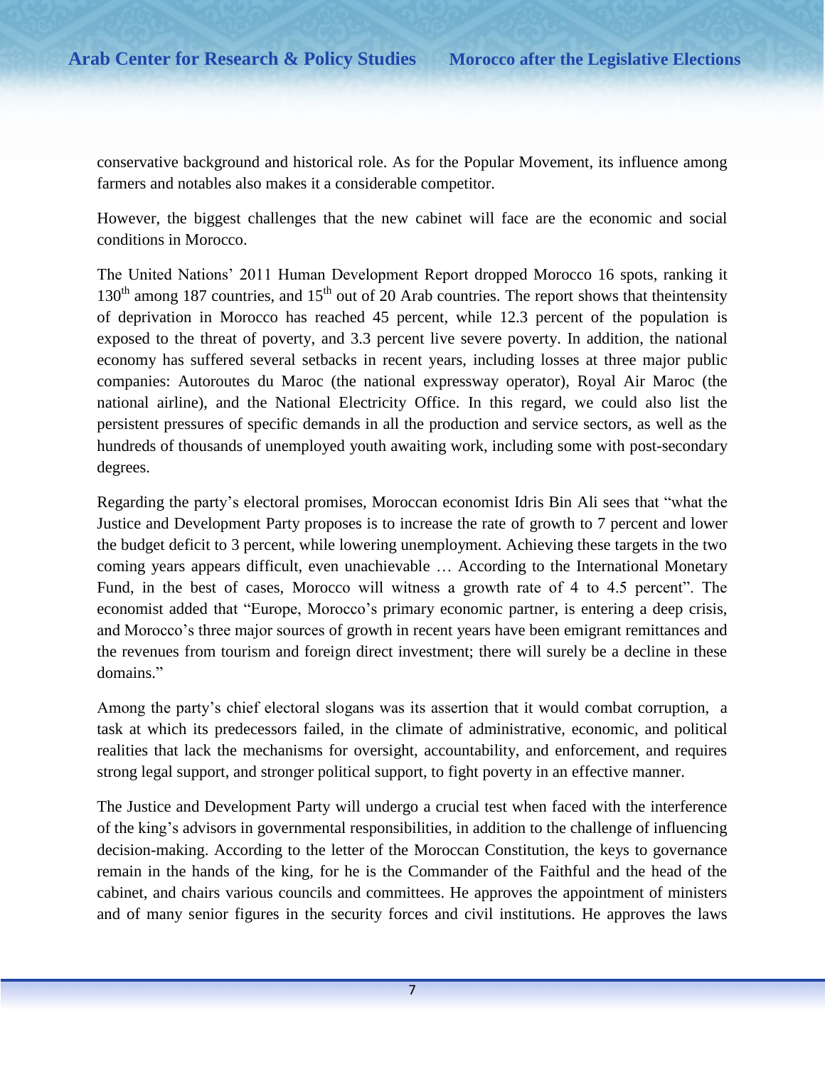conservative background and historical role. As for the Popular Movement, its influence among farmers and notables also makes it a considerable competitor.

However, the biggest challenges that the new cabinet will face are the economic and social conditions in Morocco.

The United Nations' 2011 Human Development Report dropped Morocco 16 spots, ranking it 130th among 187 countries, and 15th out of 20 Arab countries. The report shows that theintensity of deprivation in Morocco has reached 45 percent, while 12.3 percent of the population is exposed to the threat of poverty, and 3.3 percent live severe poverty. In addition, the national economy has suffered several setbacks in recent years, including losses at three major public companies: Autoroutes du Maroc (the national expressway operator), Royal Air Maroc (the national airline), and the National Electricity Office. In this regard, we could also list the persistent pressures of specific demands in all the production and service sectors, as well as the hundreds of thousands of unemployed youth awaiting work, including some with post-secondary degrees.

Regarding the party's electoral promises, Moroccan economist Idris Bin Ali sees that "what the Justice and Development Party proposes is to increase the rate of growth to 7 percent and lower the budget deficit to 3 percent, while lowering unemployment. Achieving these targets in the two coming years appears difficult, even unachievable … According to the International Monetary Fund, in the best of cases, Morocco will witness a growth rate of 4 to 4.5 percent". The economist added that "Europe, Morocco's primary economic partner, is entering a deep crisis, and Morocco's three major sources of growth in recent years have been emigrant remittances and the revenues from tourism and foreign direct investment; there will surely be a decline in these domains."

Among the party's chief electoral slogans was its assertion that it would combat corruption, a task at which its predecessors failed, in the climate of administrative, economic, and political realities that lack the mechanisms for oversight, accountability, and enforcement, and requires strong legal support, and stronger political support, to fight poverty in an effective manner.

The Justice and Development Party will undergo a crucial test when faced with the interference of the king's advisors in governmental responsibilities, in addition to the challenge of influencing decision-making. According to the letter of the Moroccan Constitution, the keys to governance remain in the hands of the king, for he is the Commander of the Faithful and the head of the cabinet, and chairs various councils and committees. He approves the appointment of ministers and of many senior figures in the security forces and civil institutions. He approves the laws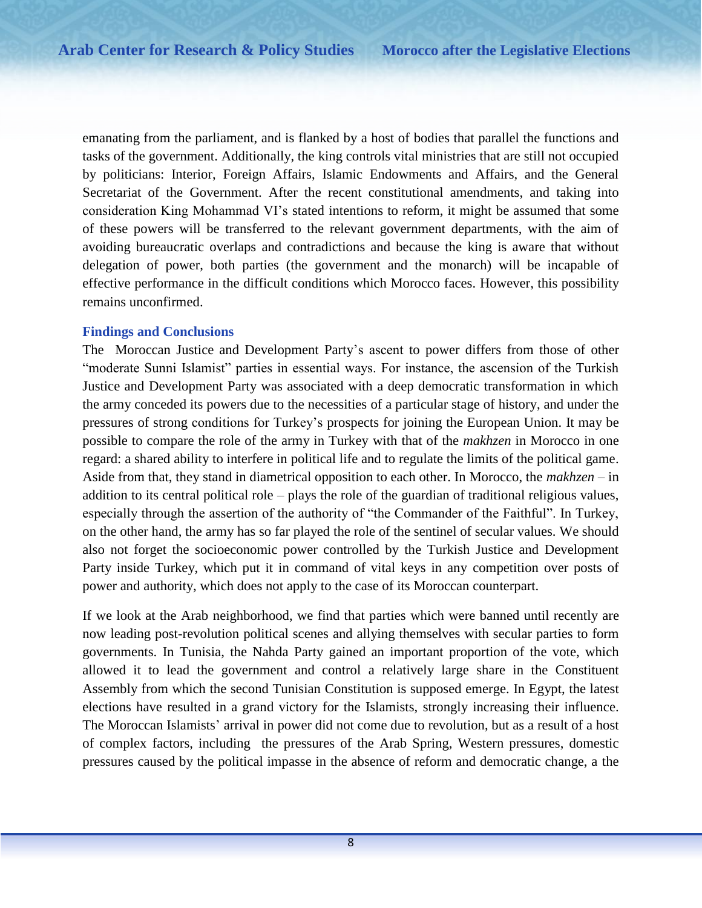emanating from the parliament, and is flanked by a host of bodies that parallel the functions and tasks of the government. Additionally, the king controls vital ministries that are still not occupied by politicians: Interior, Foreign Affairs, Islamic Endowments and Affairs, and the General Secretariat of the Government. After the recent constitutional amendments, and taking into consideration King Mohammad VI's stated intentions to reform, it might be assumed that some of these powers will be transferred to the relevant government departments, with the aim of avoiding bureaucratic overlaps and contradictions and because the king is aware that without delegation of power, both parties (the government and the monarch) will be incapable of effective performance in the difficult conditions which Morocco faces. However, this possibility remains unconfirmed.

## Findings and Conclusions

The Moroccan Justice and Development Party's ascent to power differs from those of other "moderate Sunni Islamist" parties in essential ways. For instance, the ascension of the Turkish Justice and Development Party was associated with a deep democratic transformation in which the army conceded its powers due to the necessities of a particular stage of history, and under the pressures of strong conditions for Turkey's prospects for joining the European Union. It may be possible to compare the role of the army in Turkey with that of the *makhzen* in Morocco in one regard: a shared ability to interfere in political life and to regulate the limits of the political game. Aside from that, they stand in diametrical opposition to each other. In Morocco, the *makhzen* – in addition to its central political role – plays the role of the guardian of traditional religious values, especially through the assertion of the authority of "the Commander of the Faithful". In Turkey, on the other hand, the army has so far played the role of the sentinel of secular values. We should also not forget the socioeconomic power controlled by the Turkish Justice and Development Party inside Turkey, which put it in command of vital keys in any competition over posts of power and authority, which does not apply to the case of its Moroccan counterpart.

If we look at the Arab neighborhood, we find that parties which were banned until recently are now leading post-revolution political scenes and allying themselves with secular parties to form governments. In Tunisia, the Nahda Party gained an important proportion of the vote, which allowed it to lead the government and control a relatively large share in the Constituent Assembly from which the second Tunisian Constitution is supposed emerge. In Egypt, the latest elections have resulted in a grand victory for the Islamists, strongly increasing their influence. The Moroccan Islamists' arrival in power did not come due to revolution, but as a result of a host of complex factors, including the pressures of the Arab Spring, Western pressures, domestic pressures caused by the political impasse in the absence of reform and democratic change, a the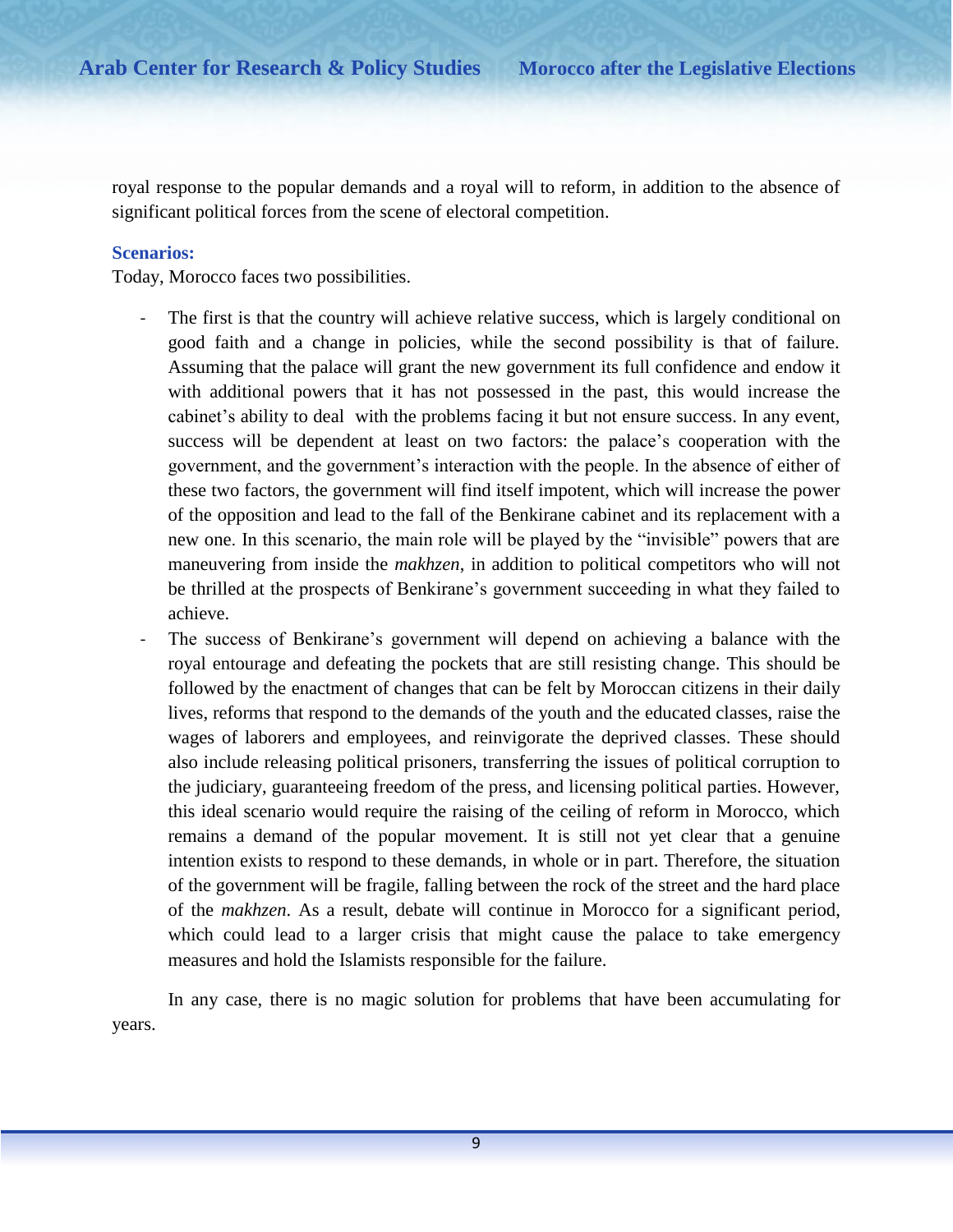royal response to the popular demands and a royal will to reform, in addition to the absence of significant political forces from the scene of electoral competition.

**Scenarios:**

Today, Morocco faces two possibilities.

- The first is that the country will achieve relative success, which is largely conditional on good faith and a change in policies, while the second possibility is that of failure. Assuming that the palace will grant the new government its full confidence and endow it with additional powers that it has not possessed in the past, this would increase the cabinet's ability to deal with the problems facing it but not ensure success. In any event, success will be dependent at least on two factors: the palace's cooperation with the government, and the government's interaction with the people. In the absence of either of these two factors, the government will find itself impotent, which will increase the power of the opposition and lead to the fall of the Benkirane cabinet and its replacement with a new one. In this scenario, the main role will be played by the "invisible" powers that are maneuvering from inside the *makhzen*, in addition to political competitors who will not be thrilled at the prospects of Benkirane's government succeeding in what they failed to achieve.
- The success of Benkirane's government will depend on achieving a balance with the royal entourage and defeating the pockets that are still resisting change. This should be followed by the enactment of changes that can be felt by Moroccan citizens in their daily lives, reforms that respond to the demands of the youth and the educated classes, raise the wages of laborers and employees, and reinvigorate the deprived classes. These should also include releasing political prisoners, transferring the issues of political corruption to the judiciary, guaranteeing freedom of the press, and licensing political parties. However, this ideal scenario would require the raising of the ceiling of reform in Morocco, which remains a demand of the popular movement. It is still not yet clear that a genuine intention exists to respond to these demands, in whole or in part. Therefore, the situation of the government will be fragile, falling between the rock of the street and the hard place of the *makhzen*. As a result, debate will continue in Morocco for a significant period, which could lead to a larger crisis that might cause the palace to take emergency measures and hold the Islamists responsible for the failure.

In any case, there is no magic solution for problems that have been accumulating for years.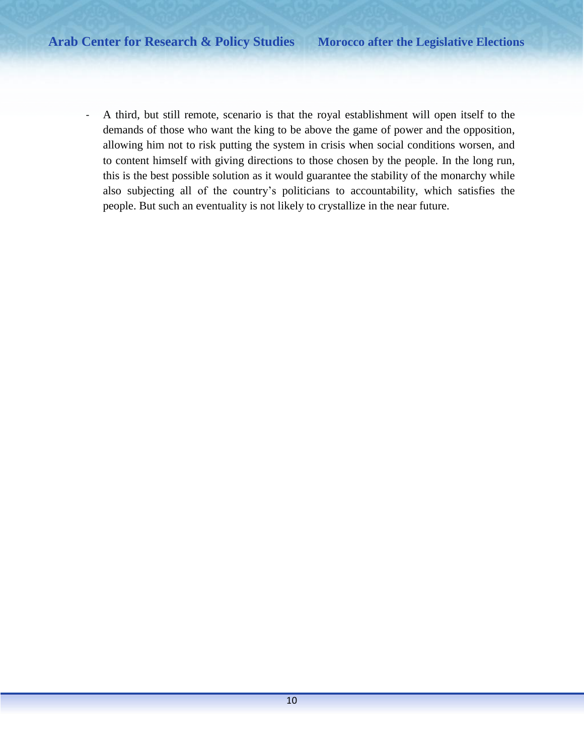- A third, but still remote, scenario is that the royal establishment will open itself to the demands of those who want the king to be above the game of power and the opposition, allowing him not to risk putting the system in crisis when social conditions worsen, and to content himself with giving directions to those chosen by the people. In the long run, this is the best possible solution as it would guarantee the stability of the monarchy while also subjecting all of the country's politicians to accountability, which satisfies the people. But such an eventuality is not likely to crystallize in the near future.